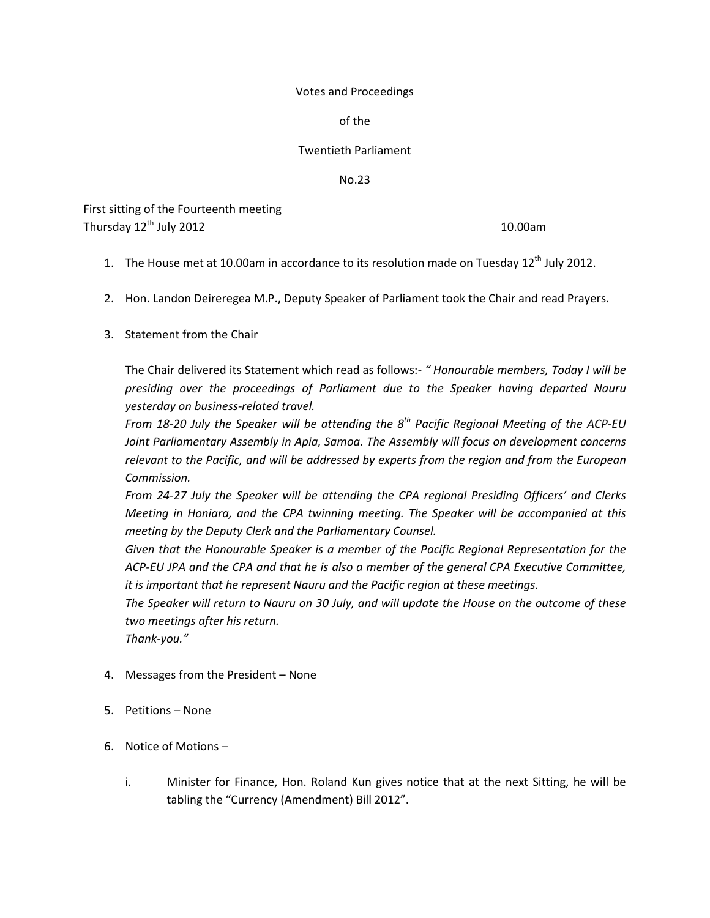Votes and Proceedings

of the

Twentieth Parliament

No.23

First sitting of the Fourteenth meeting
Thursday 12th July 2012 10.00am

1. The House met at 10.00am in accordance to its resolution made on Tuesday 12th July 2012.

2. Hon. Landon Deireregea M.P., Deputy Speaker of Parliament took the Chair and read Prayers.

3. Statement from the Chair

   The Chair delivered its Statement which read as follows:- *" Honourable members, Today I will be presiding over the proceedings of Parliament due to the Speaker having departed Nauru yesterday on business-related travel.*
   *From 18-20 July the Speaker will be attending the 8th Pacific Regional Meeting of the ACP-EU Joint Parliamentary Assembly in Apia, Samoa. The Assembly will focus on development concerns relevant to the Pacific, and will be addressed by experts from the region and from the European Commission.*
   *From 24-27 July the Speaker will be attending the CPA regional Presiding Officers' and Clerks Meeting in Honiara, and the CPA twinning meeting. The Speaker will be accompanied at this meeting by the Deputy Clerk and the Parliamentary Counsel.*
   *Given that the Honourable Speaker is a member of the Pacific Regional Representation for the ACP-EU JPA and the CPA and that he is also a member of the general CPA Executive Committee, it is important that he represent Nauru and the Pacific region at these meetings.*
   *The Speaker will return to Nauru on 30 July, and will update the House on the outcome of these two meetings after his return.*
   *Thank-you."*

4. Messages from the President – None

5. Petitions – None

6. Notice of Motions –

   i. Minister for Finance, Hon. Roland Kun gives notice that at the next Sitting, he will be tabling the "Currency (Amendment) Bill 2012".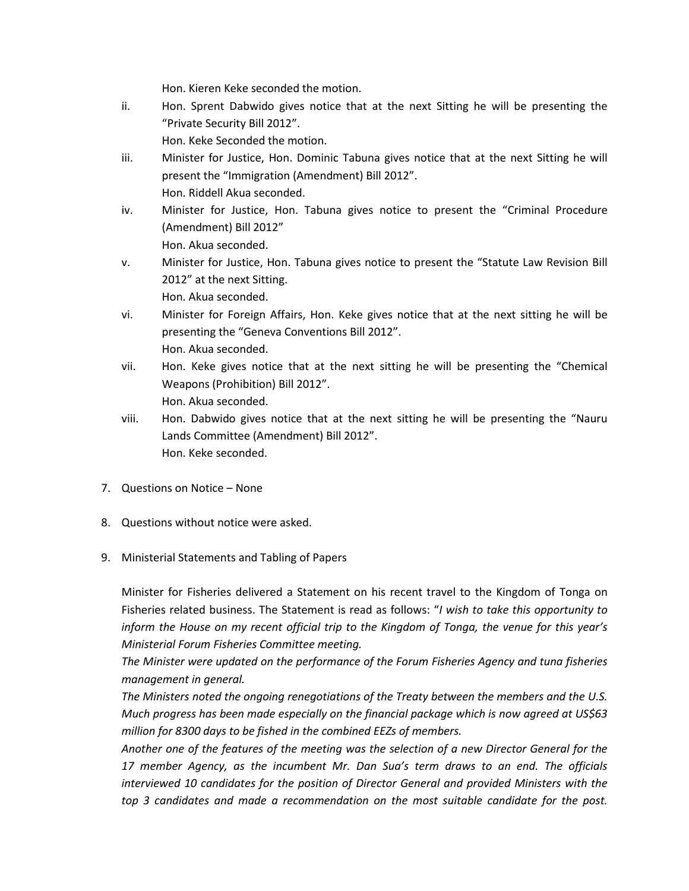Hon. Kieren Keke seconded the motion.

ii. Hon. Sprent Dabwido gives notice that at the next Sitting he will be presenting the “Private Security Bill 2012”.
    Hon. Keke Seconded the motion.

iii. Minister for Justice, Hon. Dominic Tabuna gives notice that at the next Sitting he will present the “Immigration (Amendment) Bill 2012”.
    Hon. Riddell Akua seconded.

iv. Minister for Justice, Hon. Tabuna gives notice to present the “Criminal Procedure (Amendment) Bill 2012”
    Hon. Akua seconded.

v. Minister for Justice, Hon. Tabuna gives notice to present the “Statute Law Revision Bill 2012” at the next Sitting.
    Hon. Akua seconded.

vi. Minister for Foreign Affairs, Hon. Keke gives notice that at the next sitting he will be presenting the “Geneva Conventions Bill 2012”.
    Hon. Akua seconded.

vii. Hon. Keke gives notice that at the next sitting he will be presenting the “Chemical Weapons (Prohibition) Bill 2012”.
    Hon. Akua seconded.

viii. Hon. Dabwido gives notice that at the next sitting he will be presenting the “Nauru Lands Committee (Amendment) Bill 2012”.
    Hon. Keke seconded.

7. Questions on Notice – None

8. Questions without notice were asked.

9. Ministerial Statements and Tabling of Papers

   Minister for Fisheries delivered a Statement on his recent travel to the Kingdom of Tonga on Fisheries related business. The Statement is read as follows: “*I wish to take this opportunity to inform the House on my recent official trip to the Kingdom of Tonga, the venue for this year’s Ministerial Forum Fisheries Committee meeting.*
   *The Minister were updated on the performance of the Forum Fisheries Agency and tuna fisheries management in general.*
   *The Ministers noted the ongoing renegotiations of the Treaty between the members and the U.S. Much progress has been made especially on the financial package which is now agreed at US$63 million for 8300 days to be fished in the combined EEZs of members.*
   *Another one of the features of the meeting was the selection of a new Director General for the 17 member Agency, as the incumbent Mr. Dan Sua’s term draws to an end. The officials interviewed 10 candidates for the position of Director General and provided Ministers with the top 3 candidates and made a recommendation on the most suitable candidate for the post.*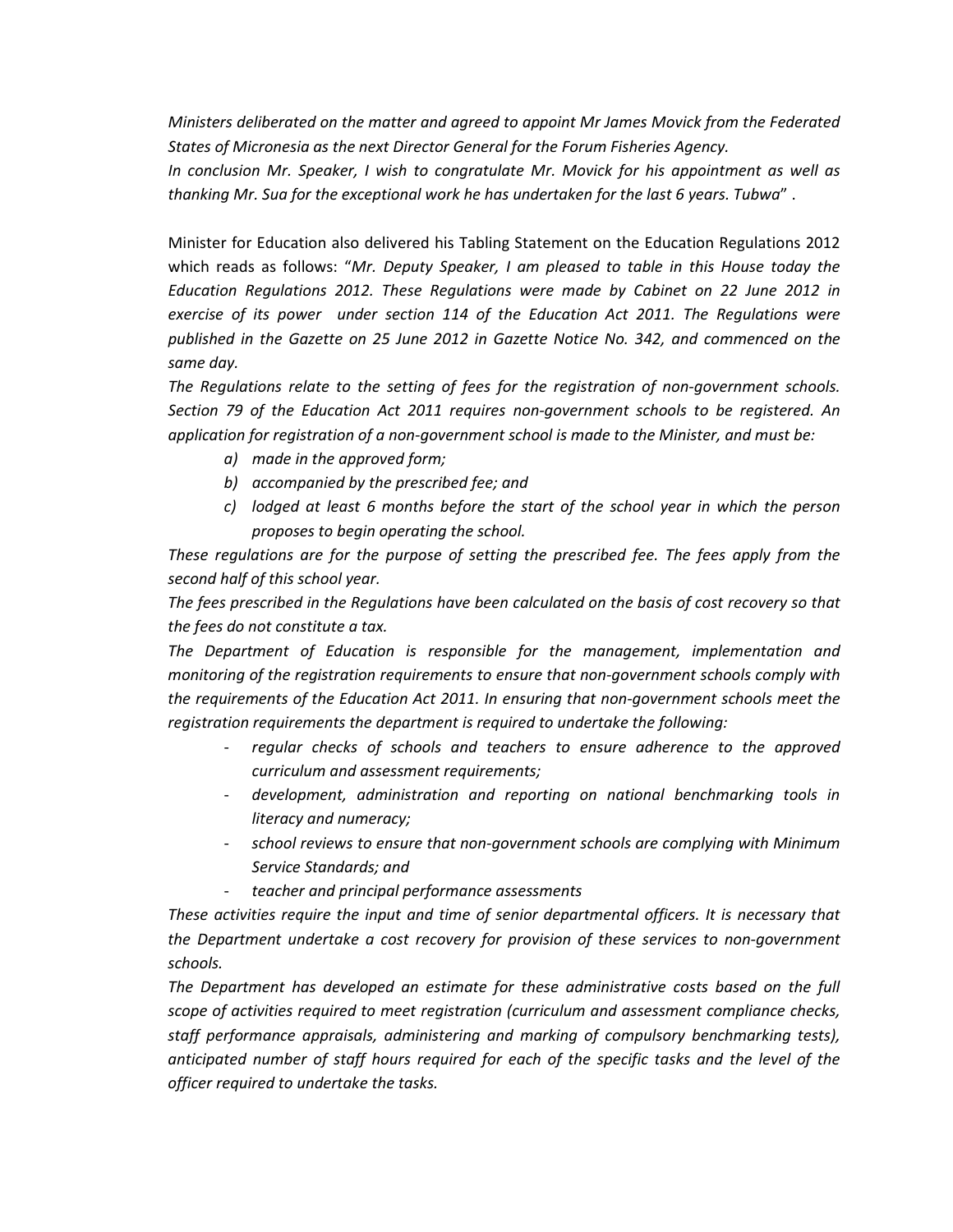*Ministers deliberated on the matter and agreed to appoint Mr James Movick from the Federated States of Micronesia as the next Director General for the Forum Fisheries Agency.*

*In conclusion Mr. Speaker, I wish to congratulate Mr. Movick for his appointment as well as thanking Mr. Sua for the exceptional work he has undertaken for the last 6 years. Tubwa*" .

Minister for Education also delivered his Tabling Statement on the Education Regulations 2012 which reads as follows: "*Mr. Deputy Speaker, I am pleased to table in this House today the Education Regulations 2012. These Regulations were made by Cabinet on 22 June 2012 in exercise of its power under section 114 of the Education Act 2011. The Regulations were published in the Gazette on 25 June 2012 in Gazette Notice No. 342, and commenced on the same day.*

*The Regulations relate to the setting of fees for the registration of non-government schools. Section 79 of the Education Act 2011 requires non-government schools to be registered. An application for registration of a non-government school is made to the Minister, and must be:*

- *a) made in the approved form;*
- *b) accompanied by the prescribed fee; and*
- *c) lodged at least 6 months before the start of the school year in which the person proposes to begin operating the school.*

*These regulations are for the purpose of setting the prescribed fee. The fees apply from the second half of this school year.*

*The fees prescribed in the Regulations have been calculated on the basis of cost recovery so that the fees do not constitute a tax.*

*The Department of Education is responsible for the management, implementation and monitoring of the registration requirements to ensure that non-government schools comply with the requirements of the Education Act 2011. In ensuring that non-government schools meet the registration requirements the department is required to undertake the following:*

- *regular checks of schools and teachers to ensure adherence to the approved curriculum and assessment requirements;*
- *development, administration and reporting on national benchmarking tools in literacy and numeracy;*
- *school reviews to ensure that non-government schools are complying with Minimum Service Standards; and*
- *teacher and principal performance assessments*

*These activities require the input and time of senior departmental officers. It is necessary that the Department undertake a cost recovery for provision of these services to non-government schools.*

*The Department has developed an estimate for these administrative costs based on the full scope of activities required to meet registration (curriculum and assessment compliance checks, staff performance appraisals, administering and marking of compulsory benchmarking tests), anticipated number of staff hours required for each of the specific tasks and the level of the officer required to undertake the tasks.*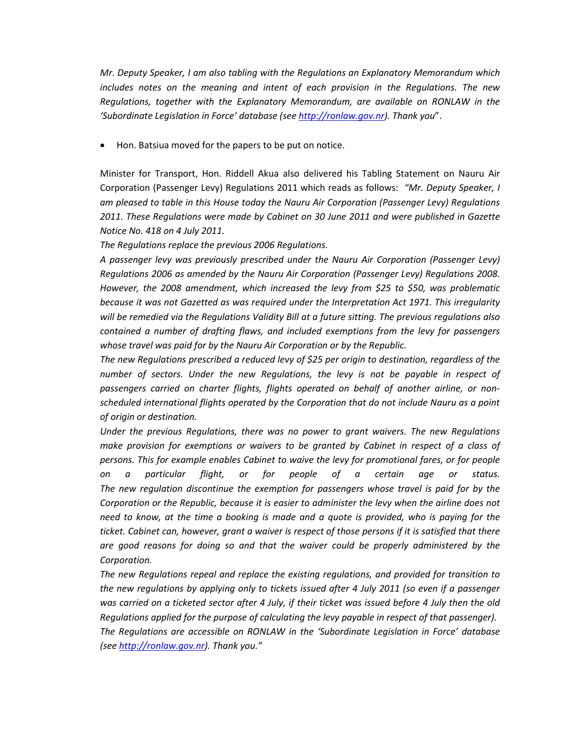*Mr. Deputy Speaker, I am also tabling with the Regulations an Explanatory Memorandum which includes notes on the meaning and intent of each provision in the Regulations. The new Regulations, together with the Explanatory Memorandum, are available on RONLAW in the 'Subordinate Legislation in Force' database (see http://ronlaw.gov.nr). Thank you*".

- Hon. Batsiua moved for the papers to be put on notice.

Minister for Transport, Hon. Riddell Akua also delivered his Tabling Statement on Nauru Air Corporation (Passenger Levy) Regulations 2011 which reads as follows: *"Mr. Deputy Speaker, I am pleased to table in this House today the Nauru Air Corporation (Passenger Levy) Regulations 2011. These Regulations were made by Cabinet on 30 June 2011 and were published in Gazette Notice No. 418 on 4 July 2011.*

*The Regulations replace the previous 2006 Regulations.*

*A passenger levy was previously prescribed under the Nauru Air Corporation (Passenger Levy) Regulations 2006 as amended by the Nauru Air Corporation (Passenger Levy) Regulations 2008. However, the 2008 amendment, which increased the levy from $25 to $50, was problematic because it was not Gazetted as was required under the Interpretation Act 1971. This irregularity will be remedied via the Regulations Validity Bill at a future sitting. The previous regulations also contained a number of drafting flaws, and included exemptions from the levy for passengers whose travel was paid for by the Nauru Air Corporation or by the Republic.*

*The new Regulations prescribed a reduced levy of $25 per origin to destination, regardless of the number of sectors. Under the new Regulations, the levy is not be payable in respect of passengers carried on charter flights, flights operated on behalf of another airline, or non-scheduled international flights operated by the Corporation that do not include Nauru as a point of origin or destination.*

*Under the previous Regulations, there was no power to grant waivers. The new Regulations make provision for exemptions or waivers to be granted by Cabinet in respect of a class of persons. This for example enables Cabinet to waive the levy for promotional fares, or for people on a particular flight, or for people of a certain age or status.*

*The new regulation discontinue the exemption for passengers whose travel is paid for by the Corporation or the Republic, because it is easier to administer the levy when the airline does not need to know, at the time a booking is made and a quote is provided, who is paying for the ticket. Cabinet can, however, grant a waiver is respect of those persons if it is satisfied that there are good reasons for doing so and that the waiver could be properly administered by the Corporation.*

*The new Regulations repeal and replace the existing regulations, and provided for transition to the new regulations by applying only to tickets issued after 4 July 2011 (so even if a passenger was carried on a ticketed sector after 4 July, if their ticket was issued before 4 July then the old Regulations applied for the purpose of calculating the levy payable in respect of that passenger).*

*The Regulations are accessible on RONLAW in the 'Subordinate Legislation in Force' database (see http://ronlaw.gov.nr). Thank you."*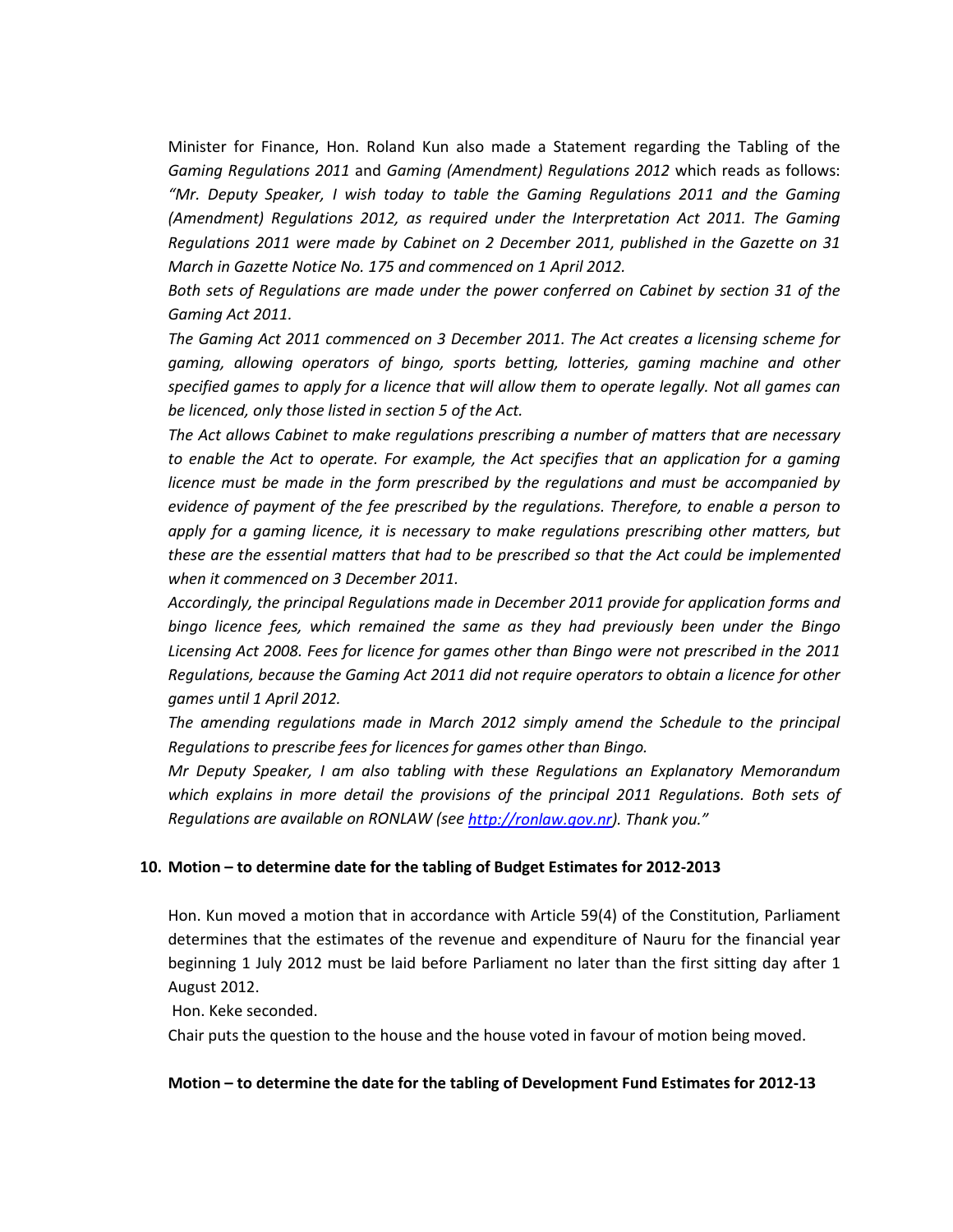Minister for Finance, Hon. Roland Kun also made a Statement regarding the Tabling of the *Gaming Regulations 2011* and *Gaming (Amendment) Regulations 2012* which reads as follows: *"Mr. Deputy Speaker, I wish today to table the Gaming Regulations 2011 and the Gaming (Amendment) Regulations 2012, as required under the Interpretation Act 2011. The Gaming Regulations 2011 were made by Cabinet on 2 December 2011, published in the Gazette on 31 March in Gazette Notice No. 175 and commenced on 1 April 2012.*

*Both sets of Regulations are made under the power conferred on Cabinet by section 31 of the Gaming Act 2011.*

*The Gaming Act 2011 commenced on 3 December 2011. The Act creates a licensing scheme for gaming, allowing operators of bingo, sports betting, lotteries, gaming machine and other specified games to apply for a licence that will allow them to operate legally. Not all games can be licenced, only those listed in section 5 of the Act.*

*The Act allows Cabinet to make regulations prescribing a number of matters that are necessary to enable the Act to operate. For example, the Act specifies that an application for a gaming licence must be made in the form prescribed by the regulations and must be accompanied by evidence of payment of the fee prescribed by the regulations. Therefore, to enable a person to apply for a gaming licence, it is necessary to make regulations prescribing other matters, but these are the essential matters that had to be prescribed so that the Act could be implemented when it commenced on 3 December 2011.*

*Accordingly, the principal Regulations made in December 2011 provide for application forms and bingo licence fees, which remained the same as they had previously been under the Bingo Licensing Act 2008. Fees for licence for games other than Bingo were not prescribed in the 2011 Regulations, because the Gaming Act 2011 did not require operators to obtain a licence for other games until 1 April 2012.*

*The amending regulations made in March 2012 simply amend the Schedule to the principal Regulations to prescribe fees for licences for games other than Bingo.*

*Mr Deputy Speaker, I am also tabling with these Regulations an Explanatory Memorandum which explains in more detail the provisions of the principal 2011 Regulations. Both sets of Regulations are available on RONLAW (see [http://ronlaw.gov.nr](http://ronlaw.gov.nr)). Thank you."*

**10. Motion – to determine date for the tabling of Budget Estimates for 2012-2013**

Hon. Kun moved a motion that in accordance with Article 59(4) of the Constitution, Parliament determines that the estimates of the revenue and expenditure of Nauru for the financial year beginning 1 July 2012 must be laid before Parliament no later than the first sitting day after 1 August 2012.

Hon. Keke seconded.

Chair puts the question to the house and the house voted in favour of motion being moved.

**Motion – to determine the date for the tabling of Development Fund Estimates for 2012-13**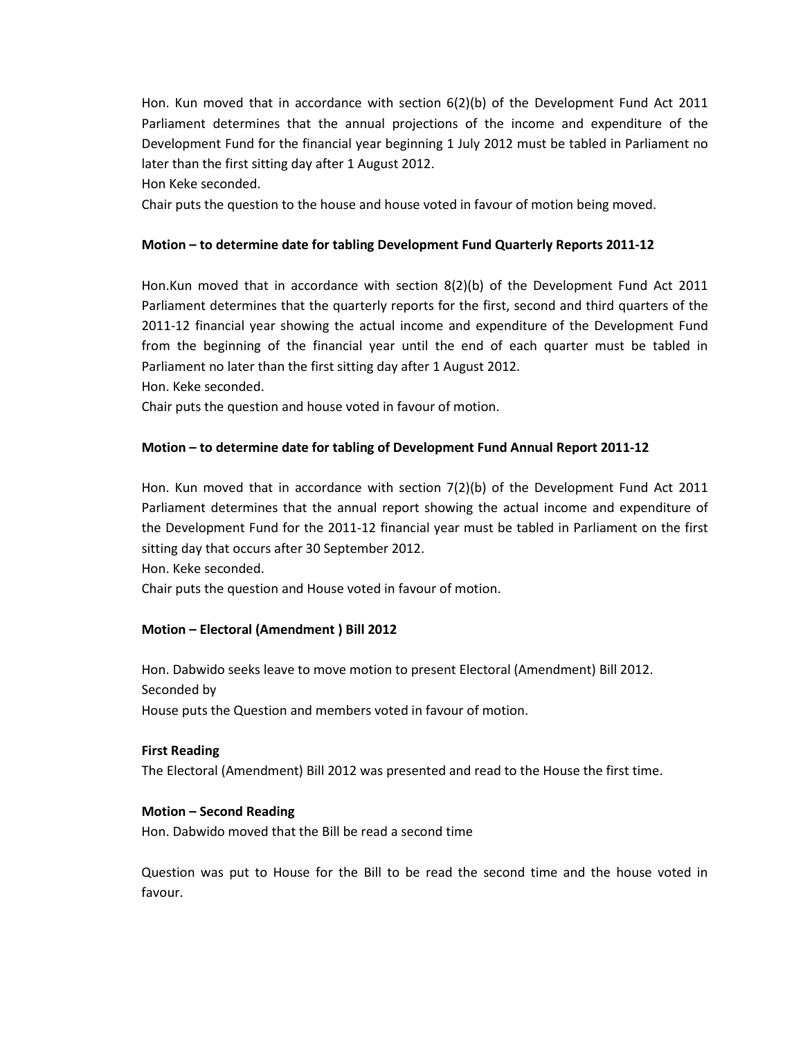Hon. Kun moved that in accordance with section 6(2)(b) of the Development Fund Act 2011 Parliament determines that the annual projections of the income and expenditure of the Development Fund for the financial year beginning 1 July 2012 must be tabled in Parliament no later than the first sitting day after 1 August 2012.

Hon Keke seconded.

Chair puts the question to the house and house voted in favour of motion being moved.

**Motion – to determine date for tabling Development Fund Quarterly Reports 2011-12**

Hon.Kun moved that in accordance with section 8(2)(b) of the Development Fund Act 2011 Parliament determines that the quarterly reports for the first, second and third quarters of the 2011-12 financial year showing the actual income and expenditure of the Development Fund from the beginning of the financial year until the end of each quarter must be tabled in Parliament no later than the first sitting day after 1 August 2012.

Hon. Keke seconded.

Chair puts the question and house voted in favour of motion.

**Motion – to determine date for tabling of Development Fund Annual Report 2011-12**

Hon. Kun moved that in accordance with section 7(2)(b) of the Development Fund Act 2011 Parliament determines that the annual report showing the actual income and expenditure of the Development Fund for the 2011-12 financial year must be tabled in Parliament on the first sitting day that occurs after 30 September 2012.

Hon. Keke seconded.

Chair puts the question and House voted in favour of motion.

**Motion – Electoral (Amendment ) Bill 2012**

Hon. Dabwido seeks leave to move motion to present Electoral (Amendment) Bill 2012.

Seconded by

House puts the Question and members voted in favour of motion.

**First Reading**

The Electoral (Amendment) Bill 2012 was presented and read to the House the first time.

**Motion – Second Reading**

Hon. Dabwido moved that the Bill be read a second time

Question was put to House for the Bill to be read the second time and the house voted in favour.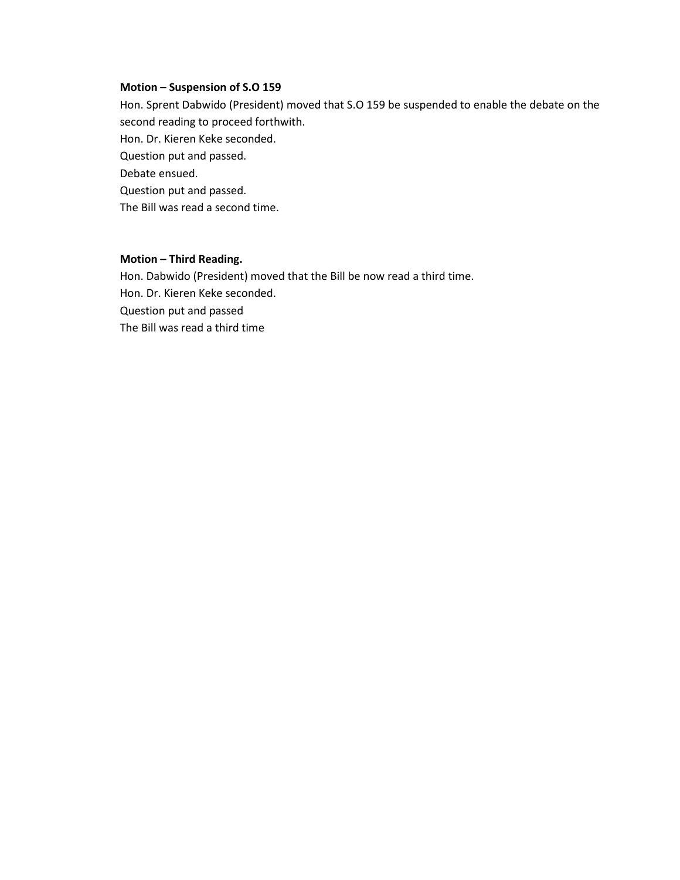**Motion – Suspension of S.O 159**

Hon. Sprent Dabwido (President) moved that S.O 159 be suspended to enable the debate on the second reading to proceed forthwith.

Hon. Dr. Kieren Keke seconded.

Question put and passed.

Debate ensued.

Question put and passed.

The Bill was read a second time.

**Motion – Third Reading.**

Hon. Dabwido (President) moved that the Bill be now read a third time.

Hon. Dr. Kieren Keke seconded.

Question put and passed

The Bill was read a third time